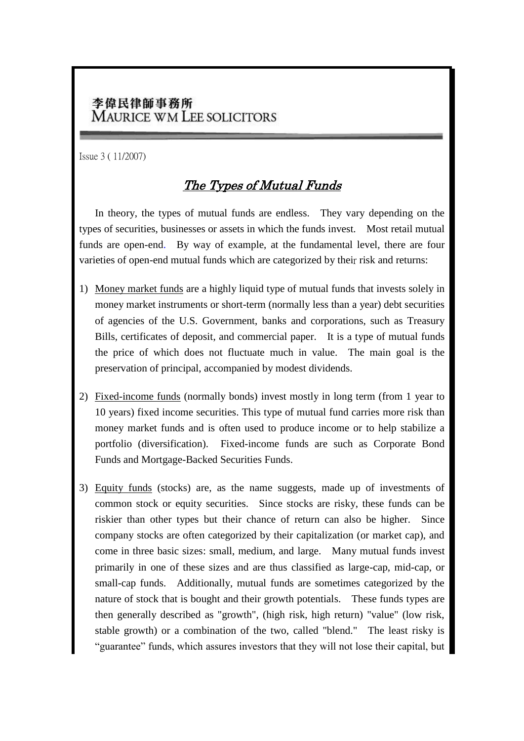李偉民律師事務所
MAURICE WM LEE SOLICITORS

Issue 3 ( 11/2007)

# *The Types of Mutual Funds*

In theory, the types of mutual funds are endless. They vary depending on the types of securities, businesses or assets in which the funds invest. Most retail mutual funds are open-end. By way of example, at the fundamental level, there are four varieties of open-end mutual funds which are categorized by their risk and returns:

1) Money market funds are a highly liquid type of mutual funds that invests solely in money market instruments or short-term (normally less than a year) debt securities of agencies of the U.S. Government, banks and corporations, such as Treasury Bills, certificates of deposit, and commercial paper. It is a type of mutual funds the price of which does not fluctuate much in value. The main goal is the preservation of principal, accompanied by modest dividends.

2) Fixed-income funds (normally bonds) invest mostly in long term (from 1 year to 10 years) fixed income securities. This type of mutual fund carries more risk than money market funds and is often used to produce income or to help stabilize a portfolio (diversification). Fixed-income funds are such as Corporate Bond Funds and Mortgage-Backed Securities Funds.

3) Equity funds (stocks) are, as the name suggests, made up of investments of common stock or equity securities. Since stocks are risky, these funds can be riskier than other types but their chance of return can also be higher. Since company stocks are often categorized by their capitalization (or market cap), and come in three basic sizes: small, medium, and large. Many mutual funds invest primarily in one of these sizes and are thus classified as large-cap, mid-cap, or small-cap funds. Additionally, mutual funds are sometimes categorized by the nature of stock that is bought and their growth potentials. These funds types are then generally described as "growth", (high risk, high return) "value" (low risk, stable growth) or a combination of the two, called "blend." The least risky is "guarantee" funds, which assures investors that they will not lose their capital, but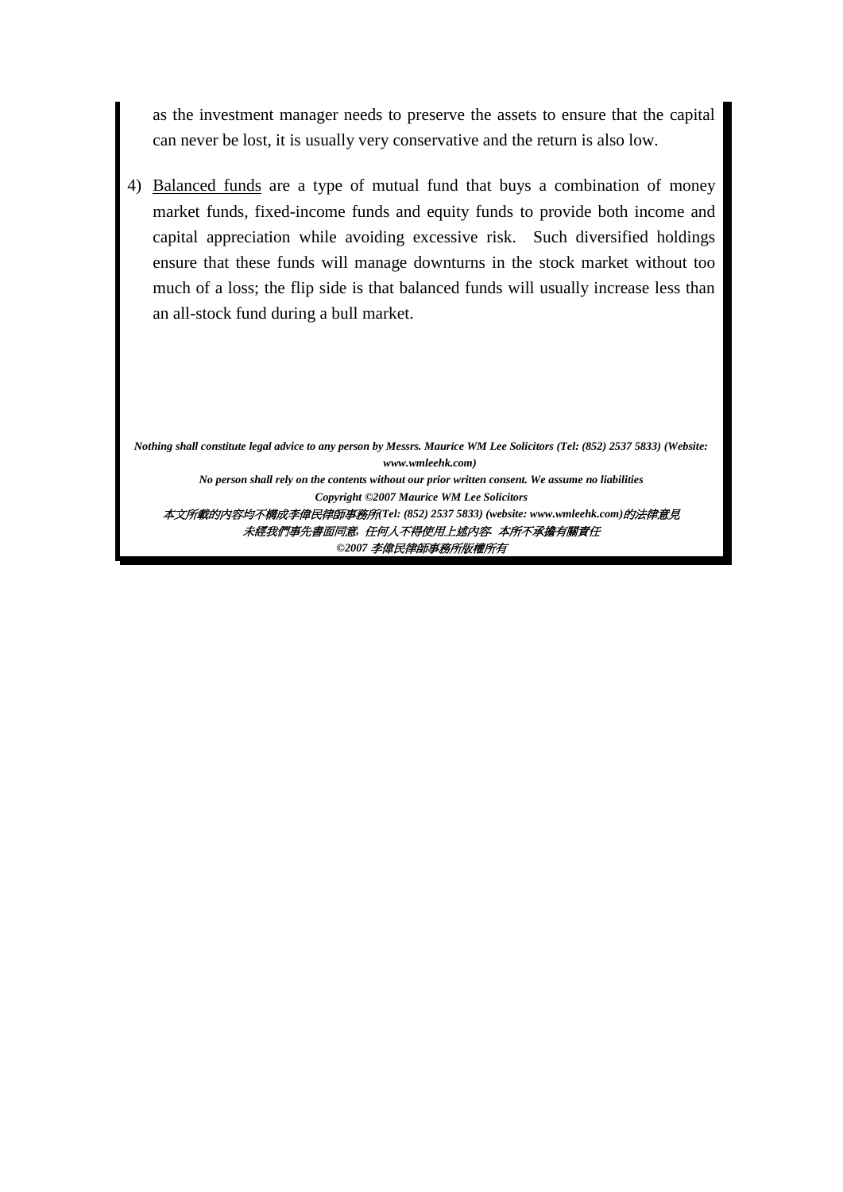as the investment manager needs to preserve the assets to ensure that the capital can never be lost, it is usually very conservative and the return is also low.

4) Balanced funds are a type of mutual fund that buys a combination of money market funds, fixed-income funds and equity funds to provide both income and capital appreciation while avoiding excessive risk. Such diversified holdings ensure that these funds will manage downturns in the stock market without too much of a loss; the flip side is that balanced funds will usually increase less than an all-stock fund during a bull market.

***Nothing shall constitute legal advice to any person by Messrs. Maurice WM Lee Solicitors (Tel: (852) 2537 5833) (Website: www.wmleehk.com)***
***No person shall rely on the contents without our prior written consent. We assume no liabilities***
***Copyright ©2007 Maurice WM Lee Solicitors***
***本文所載的內容均不構成李偉民律師事務所(Tel: (852) 2537 5833) (website: www.wmleehk.com)的法律意見***
***未經我們事先書面同意，任何人不得使用上述內容. 本所不承擔有關責任***
***©2007 李偉民律師事務所版權所有***